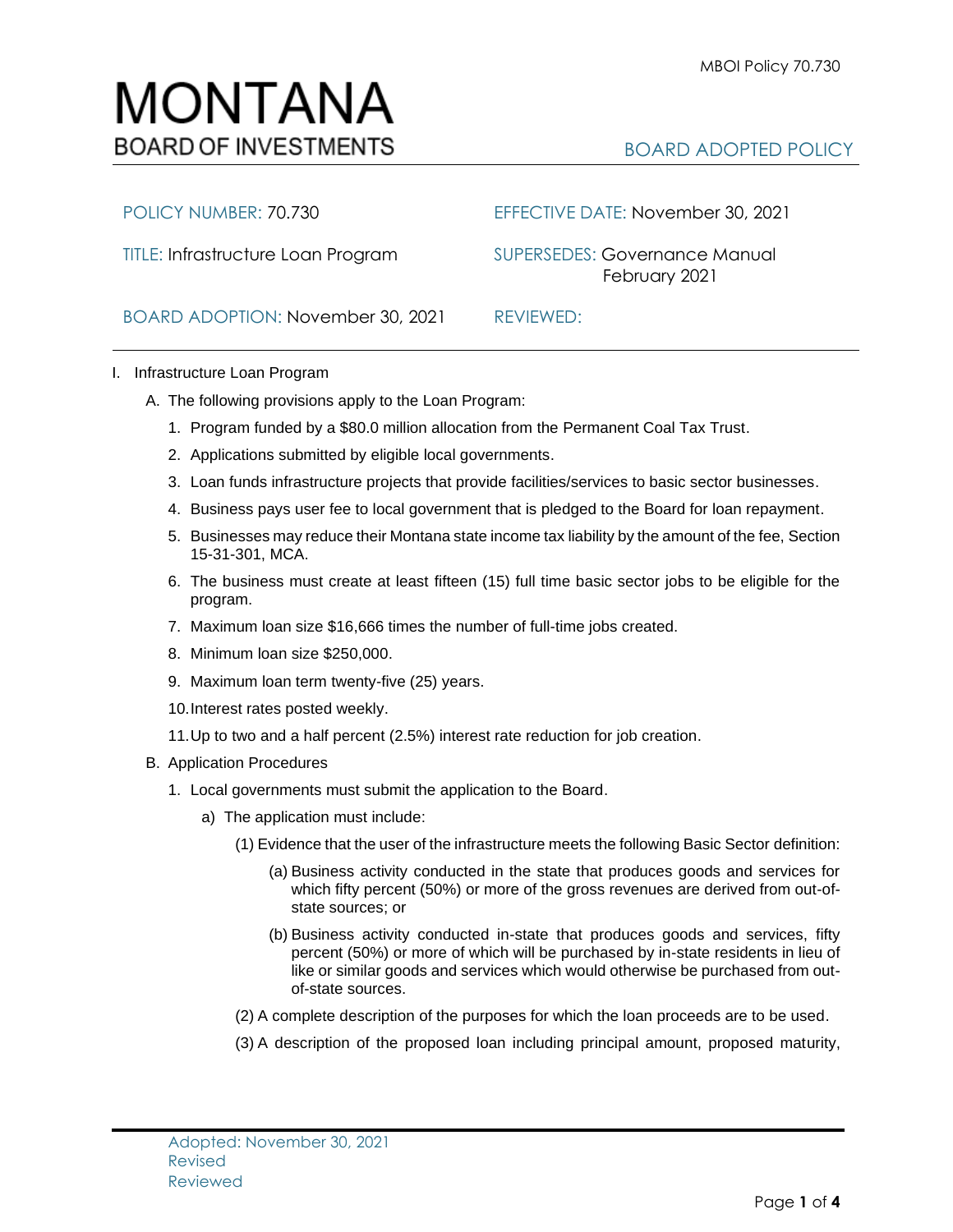# MONTANA
## BOARD OF INVESTMENTS

BOARD ADOPTED POLICY

| | |
|---|---|
| POLICY NUMBER: 70.730 | EFFECTIVE DATE: November 30, 2021 |
| TITLE: Infrastructure Loan Program | SUPERSEDES: Governance Manual February 2021 |
| BOARD ADOPTION: November 30, 2021 | REVIEWED: |

I. Infrastructure Loan Program

A. The following provisions apply to the Loan Program:

1. Program funded by a $80.0 million allocation from the Permanent Coal Tax Trust.
2. Applications submitted by eligible local governments.
3. Loan funds infrastructure projects that provide facilities/services to basic sector businesses.
4. Business pays user fee to local government that is pledged to the Board for loan repayment.
5. Businesses may reduce their Montana state income tax liability by the amount of the fee, Section 15-31-301, MCA.
6. The business must create at least fifteen (15) full time basic sector jobs to be eligible for the program.
7. Maximum loan size $16,666 times the number of full-time jobs created.
8. Minimum loan size $250,000.
9. Maximum loan term twenty-five (25) years.
10. Interest rates posted weekly.
11. Up to two and a half percent (2.5%) interest rate reduction for job creation.

B. Application Procedures

1. Local governments must submit the application to the Board.

a) The application must include:

(1) Evidence that the user of the infrastructure meets the following Basic Sector definition:

(a) Business activity conducted in the state that produces goods and services for which fifty percent (50%) or more of the gross revenues are derived from out-of-state sources; or

(b) Business activity conducted in-state that produces goods and services, fifty percent (50%) or more of which will be purchased by in-state residents in lieu of like or similar goods and services which would otherwise be purchased from out-of-state sources.

(2) A complete description of the purposes for which the loan proceeds are to be used.

(3) A description of the proposed loan including principal amount, proposed maturity,

Adopted: November 30, 2021
Revised
Reviewed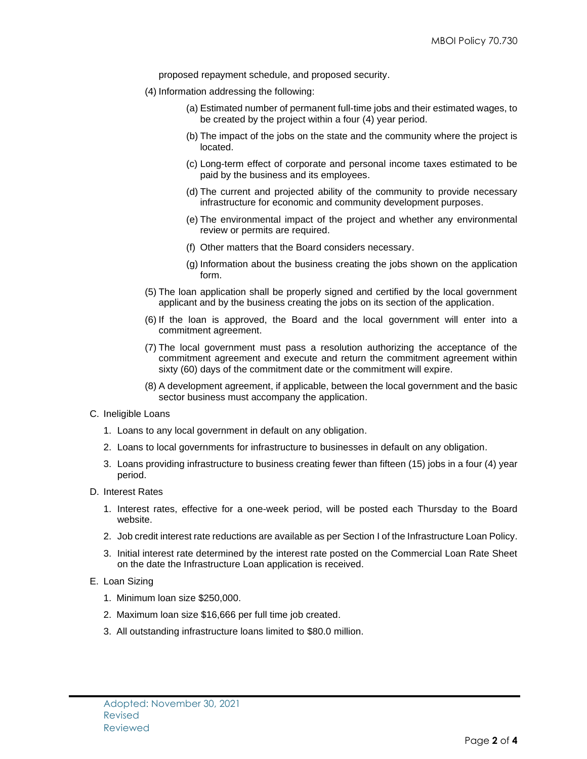proposed repayment schedule, and proposed security.

(4) Information addressing the following:

(a) Estimated number of permanent full-time jobs and their estimated wages, to be created by the project within a four (4) year period.

(b) The impact of the jobs on the state and the community where the project is located.

(c) Long-term effect of corporate and personal income taxes estimated to be paid by the business and its employees.

(d) The current and projected ability of the community to provide necessary infrastructure for economic and community development purposes.

(e) The environmental impact of the project and whether any environmental review or permits are required.

(f) Other matters that the Board considers necessary.

(g) Information about the business creating the jobs shown on the application form.

(5) The loan application shall be properly signed and certified by the local government applicant and by the business creating the jobs on its section of the application.

(6) If the loan is approved, the Board and the local government will enter into a commitment agreement.

(7) The local government must pass a resolution authorizing the acceptance of the commitment agreement and execute and return the commitment agreement within sixty (60) days of the commitment date or the commitment will expire.

(8) A development agreement, if applicable, between the local government and the basic sector business must accompany the application.

C. Ineligible Loans

1. Loans to any local government in default on any obligation.
2. Loans to local governments for infrastructure to businesses in default on any obligation.
3. Loans providing infrastructure to business creating fewer than fifteen (15) jobs in a four (4) year period.

D. Interest Rates

1. Interest rates, effective for a one-week period, will be posted each Thursday to the Board website.
2. Job credit interest rate reductions are available as per Section I of the Infrastructure Loan Policy.
3. Initial interest rate determined by the interest rate posted on the Commercial Loan Rate Sheet on the date the Infrastructure Loan application is received.

E. Loan Sizing

1. Minimum loan size $250,000.
2. Maximum loan size $16,666 per full time job created.
3. All outstanding infrastructure loans limited to $80.0 million.

Adopted: November 30, 2021
Revised
Reviewed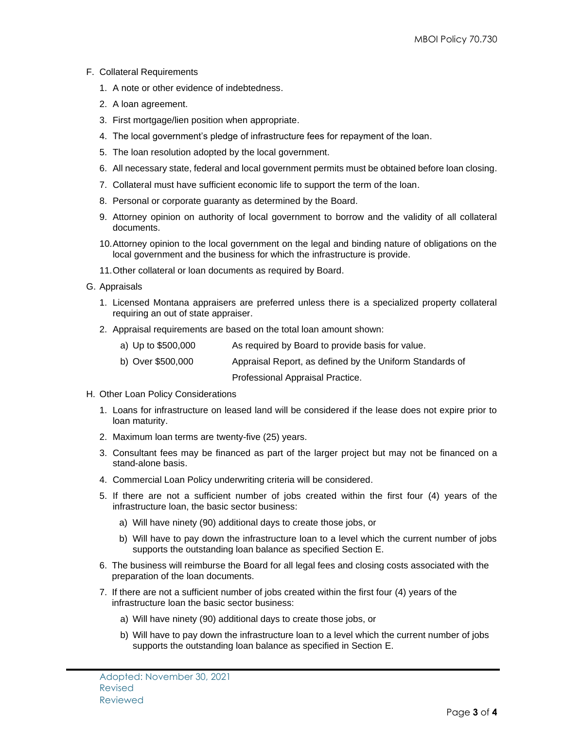F. Collateral Requirements

1. A note or other evidence of indebtedness.
2. A loan agreement.
3. First mortgage/lien position when appropriate.
4. The local government's pledge of infrastructure fees for repayment of the loan.
5. The loan resolution adopted by the local government.
6. All necessary state, federal and local government permits must be obtained before loan closing.
7. Collateral must have sufficient economic life to support the term of the loan.
8. Personal or corporate guaranty as determined by the Board.
9. Attorney opinion on authority of local government to borrow and the validity of all collateral documents.
10. Attorney opinion to the local government on the legal and binding nature of obligations on the local government and the business for which the infrastructure is provide.
11. Other collateral or loan documents as required by Board.

G. Appraisals

1. Licensed Montana appraisers are preferred unless there is a specialized property collateral requiring an out of state appraiser.
2. Appraisal requirements are based on the total loan amount shown:
   a) Up to $500,000 — As required by Board to provide basis for value.
   b) Over $500,000 — Appraisal Report, as defined by the Uniform Standards of Professional Appraisal Practice.

H. Other Loan Policy Considerations

1. Loans for infrastructure on leased land will be considered if the lease does not expire prior to loan maturity.
2. Maximum loan terms are twenty-five (25) years.
3. Consultant fees may be financed as part of the larger project but may not be financed on a stand-alone basis.
4. Commercial Loan Policy underwriting criteria will be considered.
5. If there are not a sufficient number of jobs created within the first four (4) years of the infrastructure loan, the basic sector business:
   a) Will have ninety (90) additional days to create those jobs, or
   b) Will have to pay down the infrastructure loan to a level which the current number of jobs supports the outstanding loan balance as specified Section E.
6. The business will reimburse the Board for all legal fees and closing costs associated with the preparation of the loan documents.
7. If there are not a sufficient number of jobs created within the first four (4) years of the infrastructure loan the basic sector business:
   a) Will have ninety (90) additional days to create those jobs, or
   b) Will have to pay down the infrastructure loan to a level which the current number of jobs supports the outstanding loan balance as specified in Section E.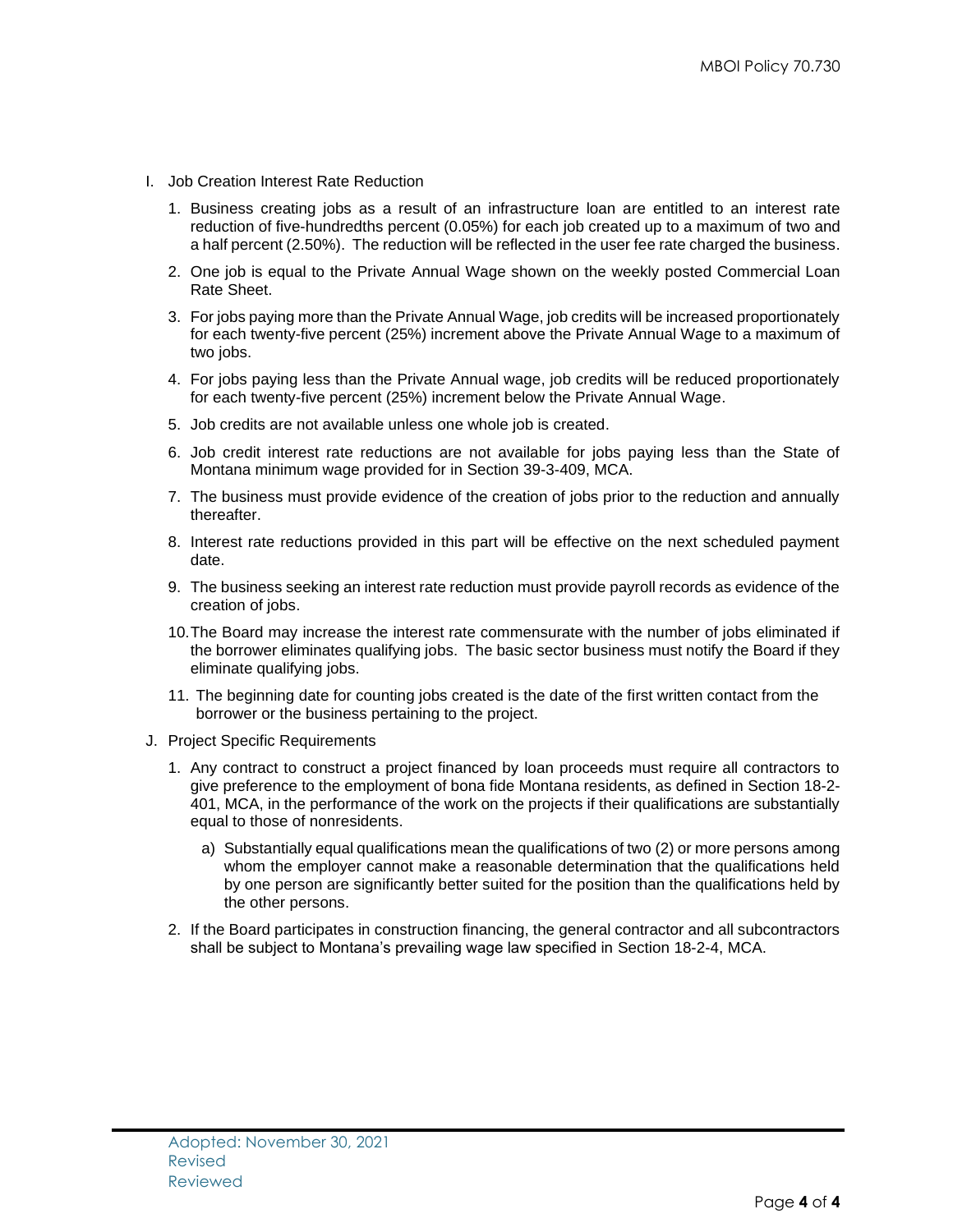I. Job Creation Interest Rate Reduction

   1. Business creating jobs as a result of an infrastructure loan are entitled to an interest rate reduction of five-hundredths percent (0.05%) for each job created up to a maximum of two and a half percent (2.50%). The reduction will be reflected in the user fee rate charged the business.

   2. One job is equal to the Private Annual Wage shown on the weekly posted Commercial Loan Rate Sheet.

   3. For jobs paying more than the Private Annual Wage, job credits will be increased proportionately for each twenty-five percent (25%) increment above the Private Annual Wage to a maximum of two jobs.

   4. For jobs paying less than the Private Annual wage, job credits will be reduced proportionately for each twenty-five percent (25%) increment below the Private Annual Wage.

   5. Job credits are not available unless one whole job is created.

   6. Job credit interest rate reductions are not available for jobs paying less than the State of Montana minimum wage provided for in Section 39-3-409, MCA.

   7. The business must provide evidence of the creation of jobs prior to the reduction and annually thereafter.

   8. Interest rate reductions provided in this part will be effective on the next scheduled payment date.

   9. The business seeking an interest rate reduction must provide payroll records as evidence of the creation of jobs.

   10. The Board may increase the interest rate commensurate with the number of jobs eliminated if the borrower eliminates qualifying jobs. The basic sector business must notify the Board if they eliminate qualifying jobs.

   11. The beginning date for counting jobs created is the date of the first written contact from the borrower or the business pertaining to the project.

J. Project Specific Requirements

   1. Any contract to construct a project financed by loan proceeds must require all contractors to give preference to the employment of bona fide Montana residents, as defined in Section 18-2-401, MCA, in the performance of the work on the projects if their qualifications are substantially equal to those of nonresidents.

      a) Substantially equal qualifications mean the qualifications of two (2) or more persons among whom the employer cannot make a reasonable determination that the qualifications held by one person are significantly better suited for the position than the qualifications held by the other persons.

   2. If the Board participates in construction financing, the general contractor and all subcontractors shall be subject to Montana's prevailing wage law specified in Section 18-2-4, MCA.

Adopted: November 30, 2021
Revised
Reviewed